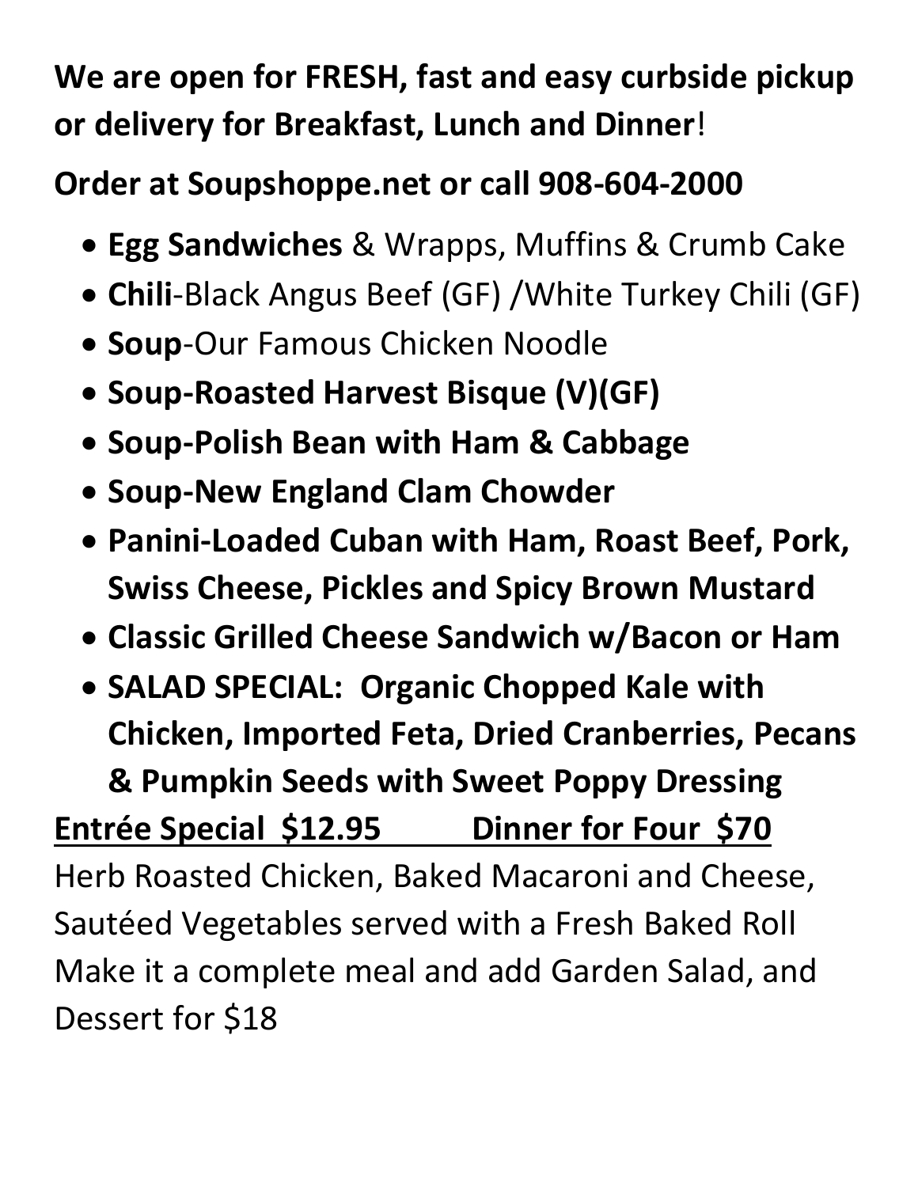**We are open for FRESH, fast and easy curbside pickup or delivery for Breakfast, Lunch and Dinner**!

**Order at Soupshoppe.net or call 908-604-2000**

- **Egg Sandwiches** & Wrapps, Muffins & Crumb Cake
- **Chili**-Black Angus Beef (GF) /White Turkey Chili (GF)
- **Soup**-Our Famous Chicken Noodle
- **Soup-Roasted Harvest Bisque (V)(GF)**
- **Soup-Polish Bean with Ham & Cabbage**
- **Soup-New England Clam Chowder**
- **Panini-Loaded Cuban with Ham, Roast Beef, Pork, Swiss Cheese, Pickles and Spicy Brown Mustard**
- **Classic Grilled Cheese Sandwich w/Bacon or Ham**
- **SALAD SPECIAL: Organic Chopped Kale with Chicken, Imported Feta, Dried Cranberries, Pecans & Pumpkin Seeds with Sweet Poppy Dressing**

**Entrée Special $12.95 Dinner for Four $70**

Herb Roasted Chicken, Baked Macaroni and Cheese, Sautéed Vegetables served with a Fresh Baked Roll
Make it a complete meal and add Garden Salad, and Dessert for $18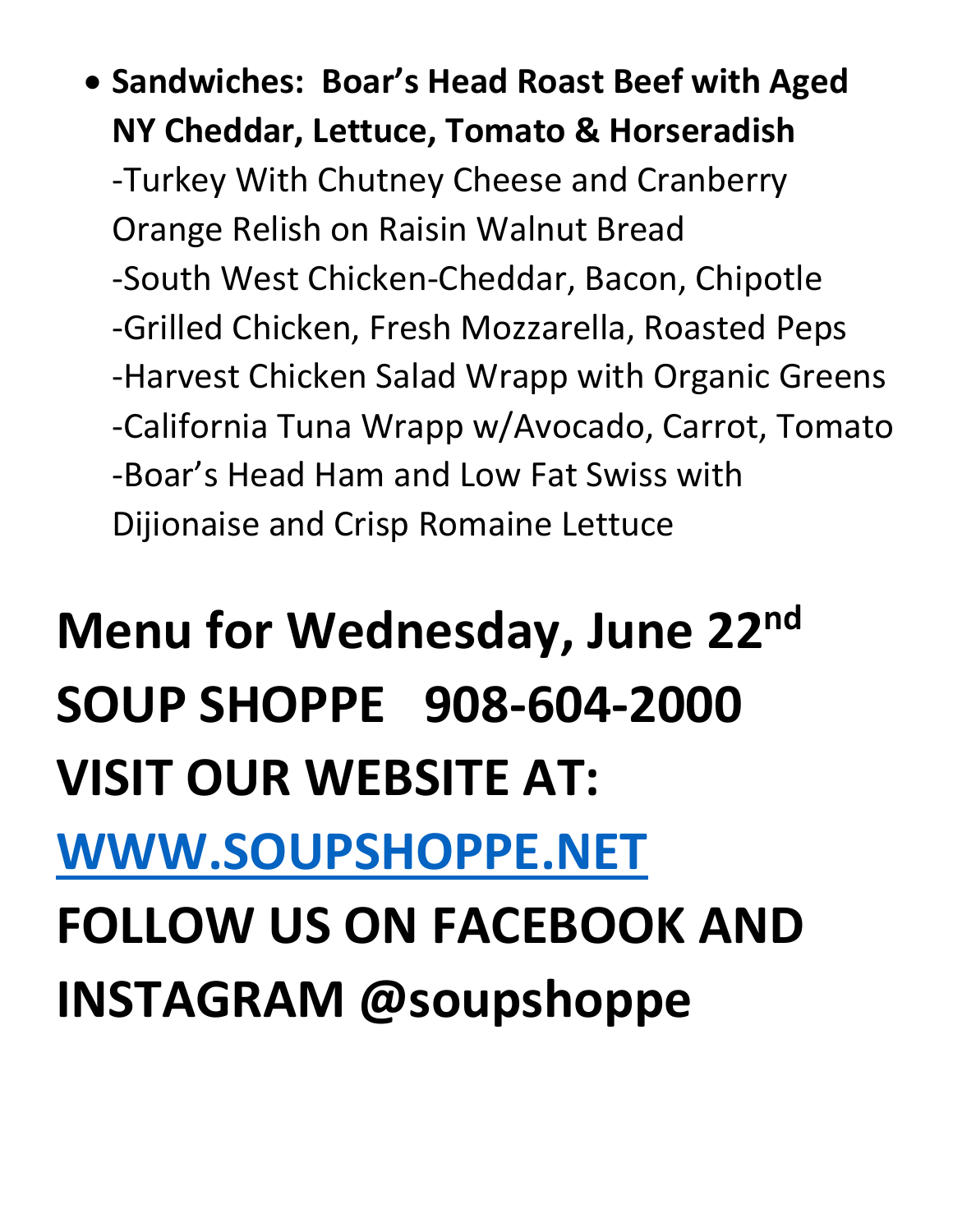- **Sandwiches: Boar's Head Roast Beef with Aged NY Cheddar, Lettuce, Tomato & Horseradish**
  -Turkey With Chutney Cheese and Cranberry Orange Relish on Raisin Walnut Bread
  -South West Chicken-Cheddar, Bacon, Chipotle
  -Grilled Chicken, Fresh Mozzarella, Roasted Peps
  -Harvest Chicken Salad Wrapp with Organic Greens
  -California Tuna Wrapp w/Avocado, Carrot, Tomato
  -Boar's Head Ham and Low Fat Swiss with Dijionaise and Crisp Romaine Lettuce

# Menu for Wednesday, June 22nd
# SOUP SHOPPE 908-604-2000
# VISIT OUR WEBSITE AT: [WWW.SOUPSHOPPE.NET](http://WWW.SOUPSHOPPE.NET)
# FOLLOW US ON FACEBOOK AND INSTAGRAM @soupshoppe